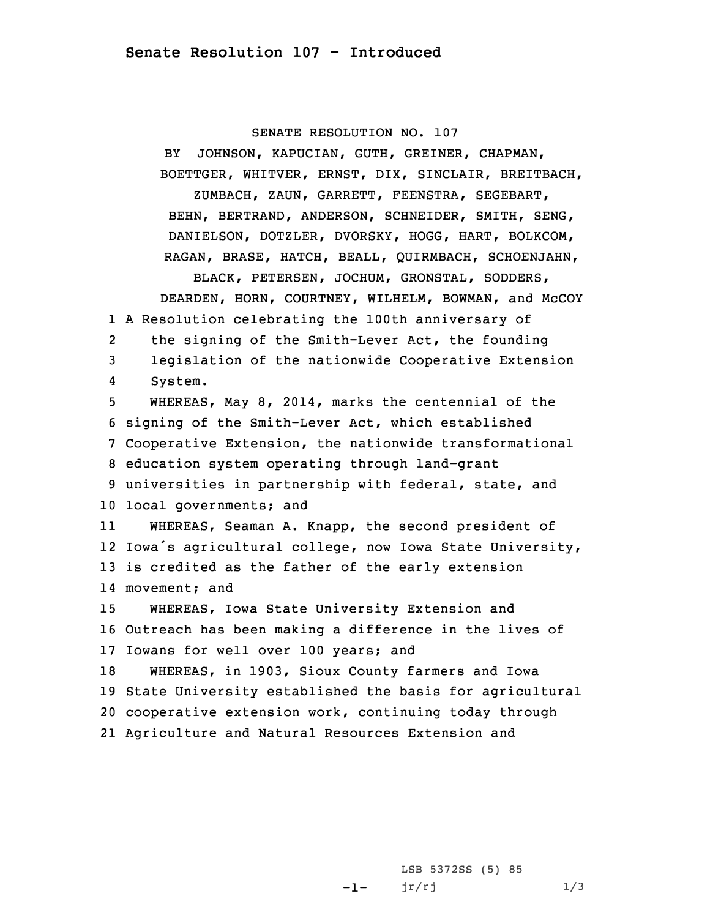# Senate Resolution 107 - Introduced

SENATE RESOLUTION NO. 107

BY JOHNSON, KAPUCIAN, GUTH, GREINER, CHAPMAN, BOETTGER, WHITVER, ERNST, DIX, SINCLAIR, BREITBACH, ZUMBACH, ZAUN, GARRETT, FEENSTRA, SEGEBART, BEHN, BERTRAND, ANDERSON, SCHNEIDER, SMITH, SENG, DANIELSON, DOTZLER, DVORSKY, HOGG, HART, BOLKCOM, RAGAN, BRASE, HATCH, BEALL, QUIRMBACH, SCHOENJAHN, BLACK, PETERSEN, JOCHUM, GRONSTAL, SODDERS, DEARDEN, HORN, COURTNEY, WILHELM, BOWMAN, and McCOY

1 A Resolution celebrating the 100th anniversary of
2 the signing of the Smith-Lever Act, the founding
3 legislation of the nationwide Cooperative Extension
4 System.

5 WHEREAS, May 8, 2014, marks the centennial of the
6 signing of the Smith-Lever Act, which established
7 Cooperative Extension, the nationwide transformational
8 education system operating through land-grant
9 universities in partnership with federal, state, and
10 local governments; and

11 WHEREAS, Seaman A. Knapp, the second president of
12 Iowa's agricultural college, now Iowa State University,
13 is credited as the father of the early extension
14 movement; and

15 WHEREAS, Iowa State University Extension and
16 Outreach has been making a difference in the lives of
17 Iowans for well over 100 years; and

18 WHEREAS, in 1903, Sioux County farmers and Iowa
19 State University established the basis for agricultural
20 cooperative extension work, continuing today through
21 Agriculture and Natural Resources Extension and

LSB 5372SS (5) 85

jr/rj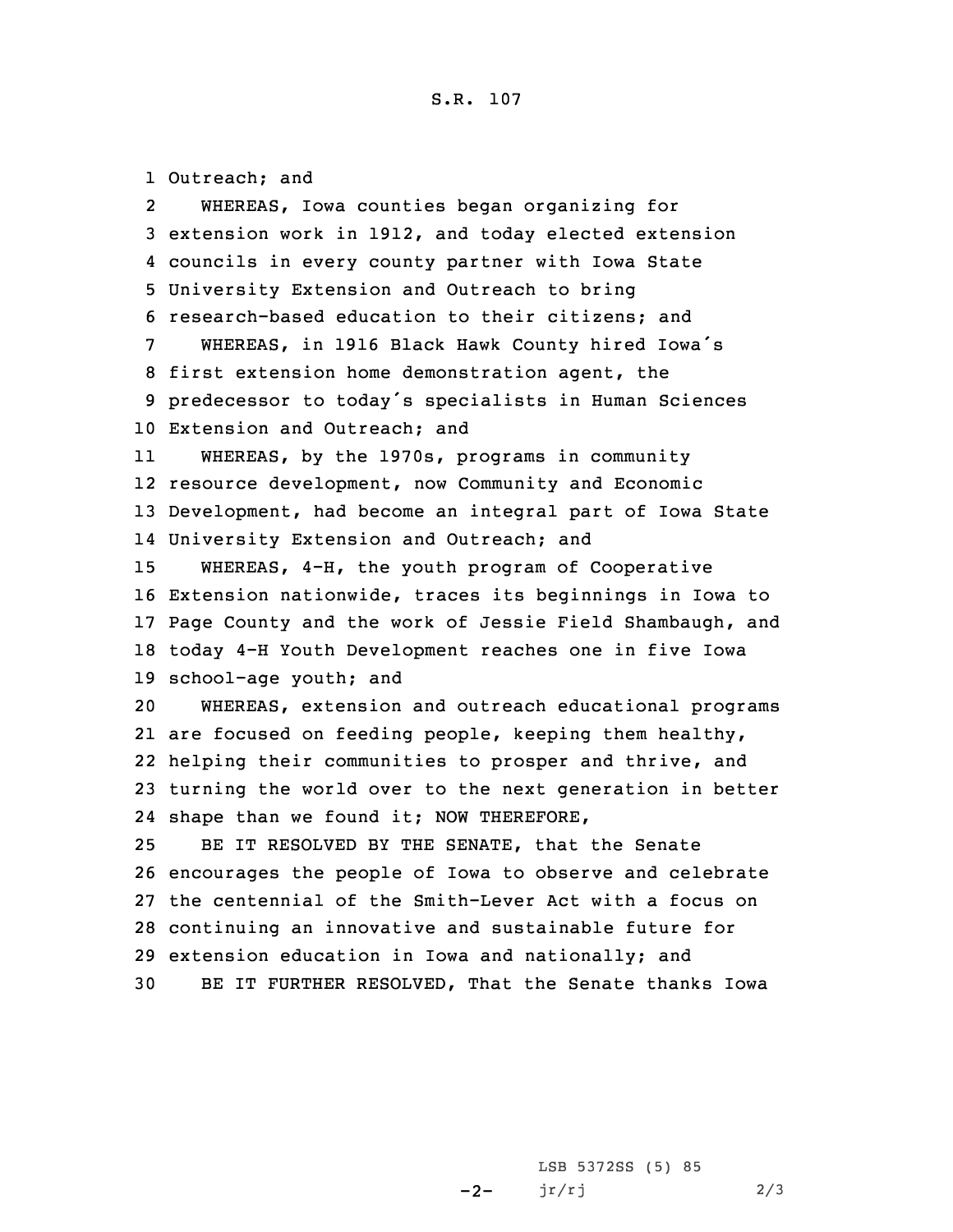Outreach; and

WHEREAS, Iowa counties began organizing for extension work in 1912, and today elected extension councils in every county partner with Iowa State University Extension and Outreach to bring research-based education to their citizens; and

WHEREAS, in 1916 Black Hawk County hired Iowa's first extension home demonstration agent, the predecessor to today's specialists in Human Sciences Extension and Outreach; and

WHEREAS, by the 1970s, programs in community resource development, now Community and Economic Development, had become an integral part of Iowa State University Extension and Outreach; and

WHEREAS, 4-H, the youth program of Cooperative Extension nationwide, traces its beginnings in Iowa to Page County and the work of Jessie Field Shambaugh, and today 4-H Youth Development reaches one in five Iowa school-age youth; and

WHEREAS, extension and outreach educational programs are focused on feeding people, keeping them healthy, helping their communities to prosper and thrive, and turning the world over to the next generation in better shape than we found it; NOW THEREFORE,

BE IT RESOLVED BY THE SENATE, that the Senate encourages the people of Iowa to observe and celebrate the centennial of the Smith-Lever Act with a focus on continuing an innovative and sustainable future for extension education in Iowa and nationally; and

BE IT FURTHER RESOLVED, That the Senate thanks Iowa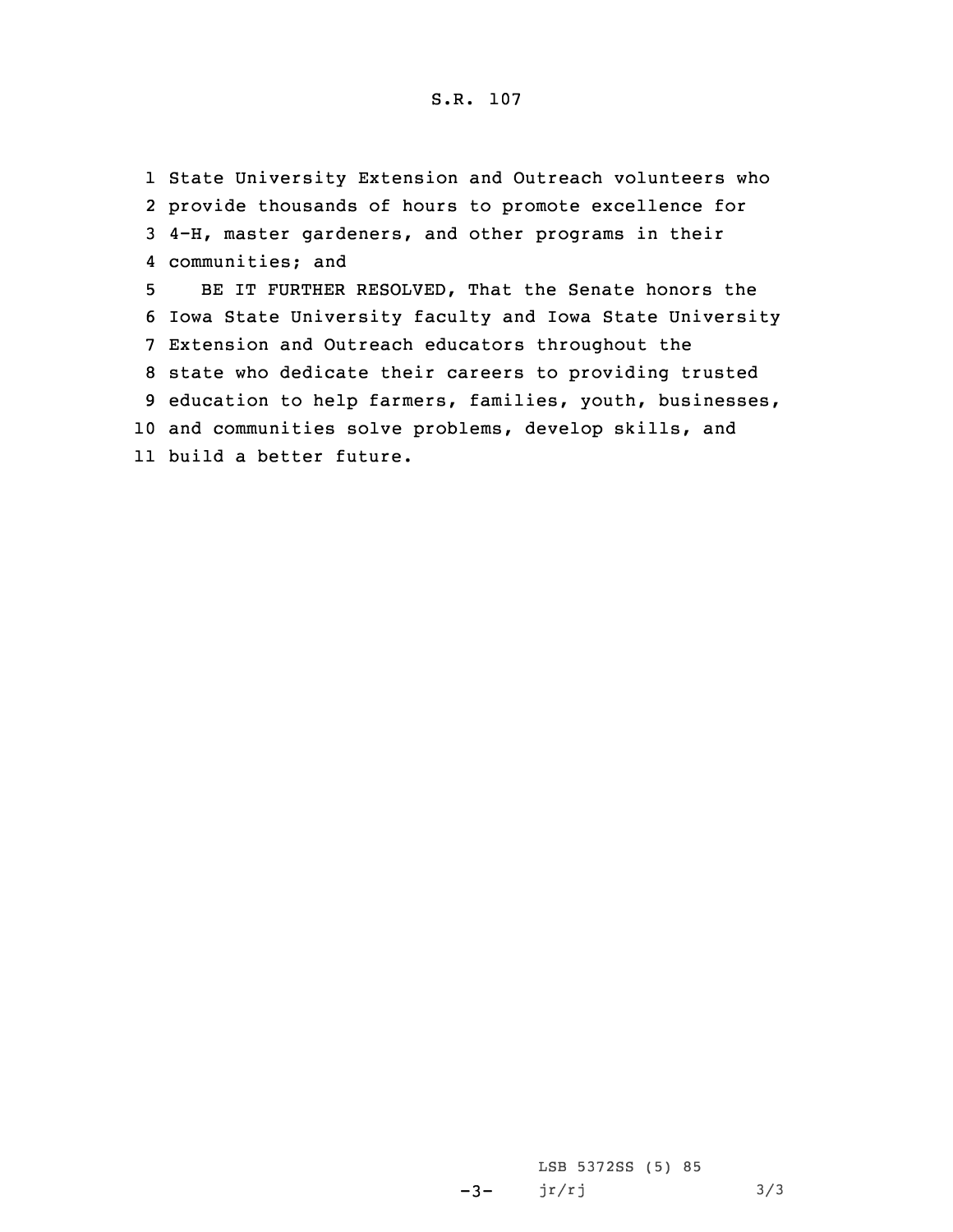State University Extension and Outreach volunteers who provide thousands of hours to promote excellence for 4-H, master gardeners, and other programs in their communities; and

BE IT FURTHER RESOLVED, That the Senate honors the Iowa State University faculty and Iowa State University Extension and Outreach educators throughout the state who dedicate their careers to providing trusted education to help farmers, families, youth, businesses, and communities solve problems, develop skills, and build a better future.